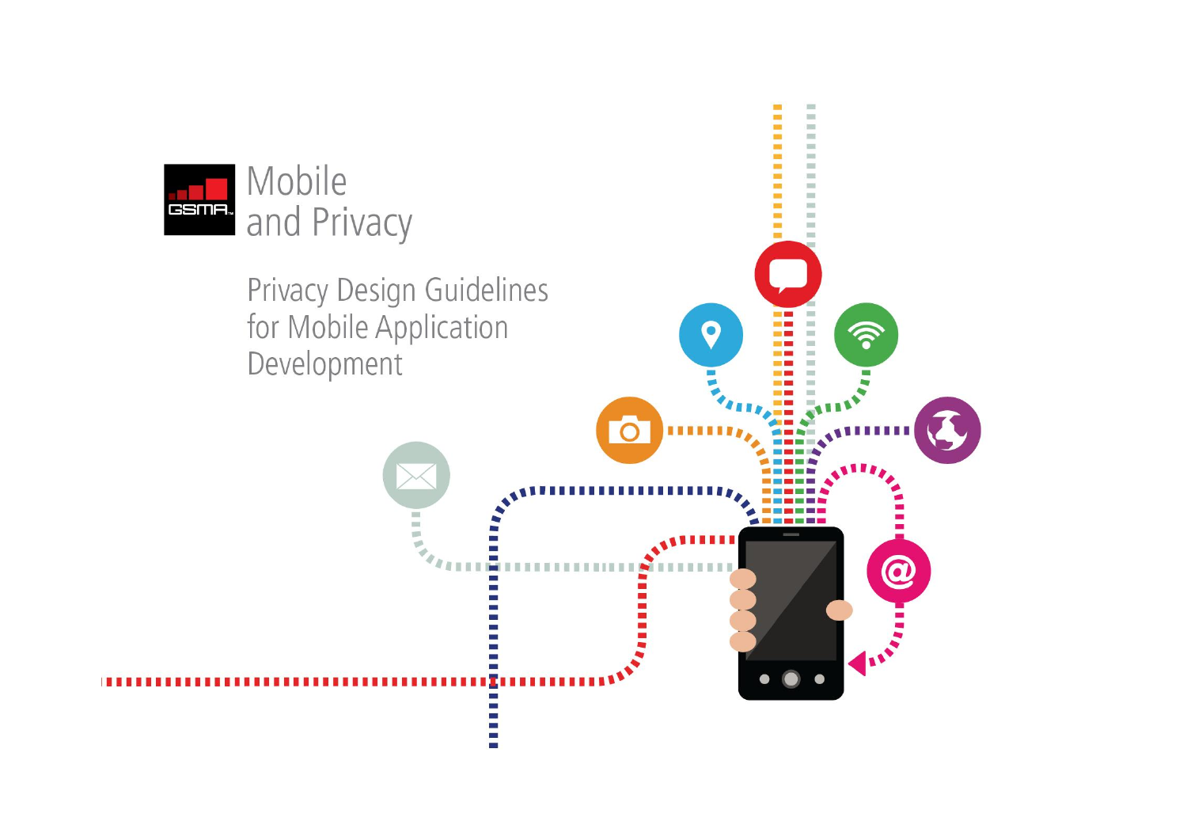# Mobile and Privacy

## Privacy Design Guidelines for Mobile Application Development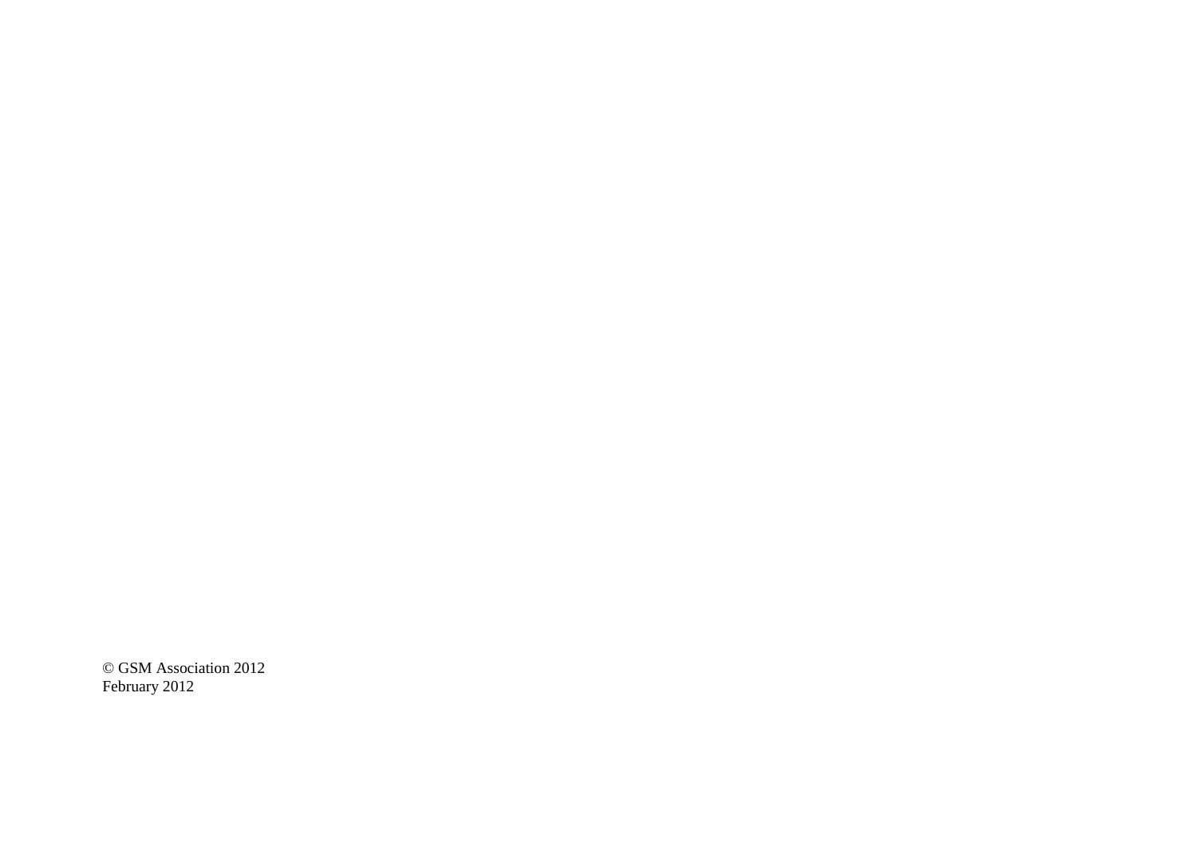© GSM Association 2012
February 2012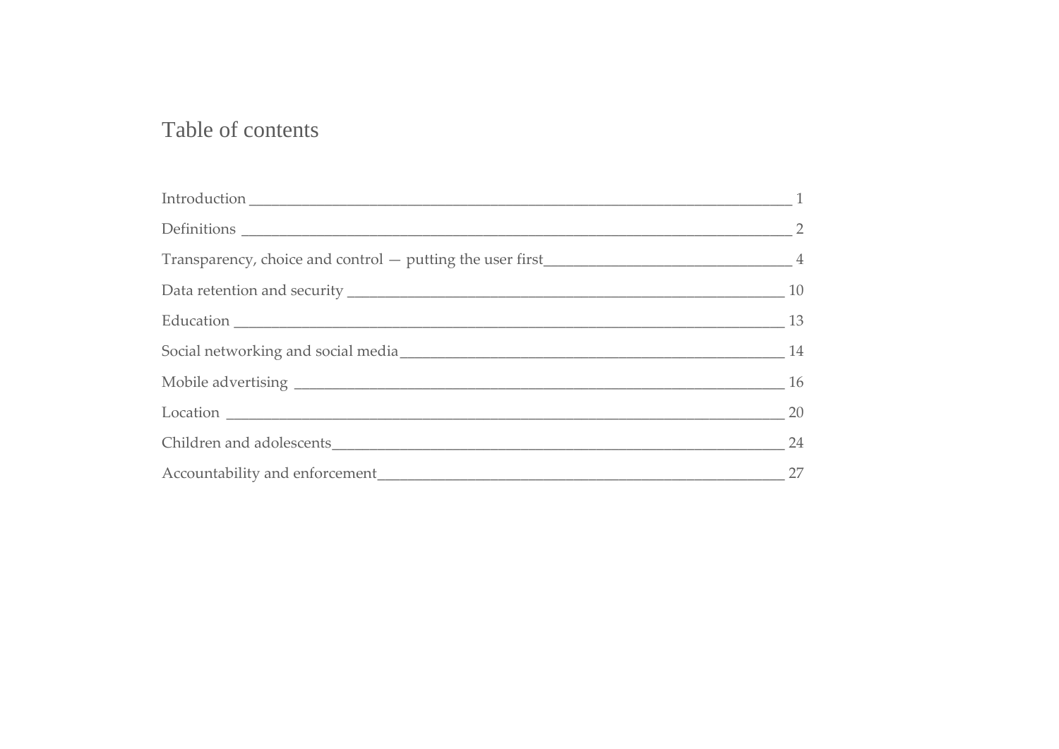# Table of contents

Introduction ______ 1

Definitions ______ 2

Transparency, choice and control — putting the user first ______ 4

Data retention and security ______ 10

Education ______ 13

Social networking and social media ______ 14

Mobile advertising ______ 16

Location ______ 20

Children and adolescents ______ 24

Accountability and enforcement ______ 27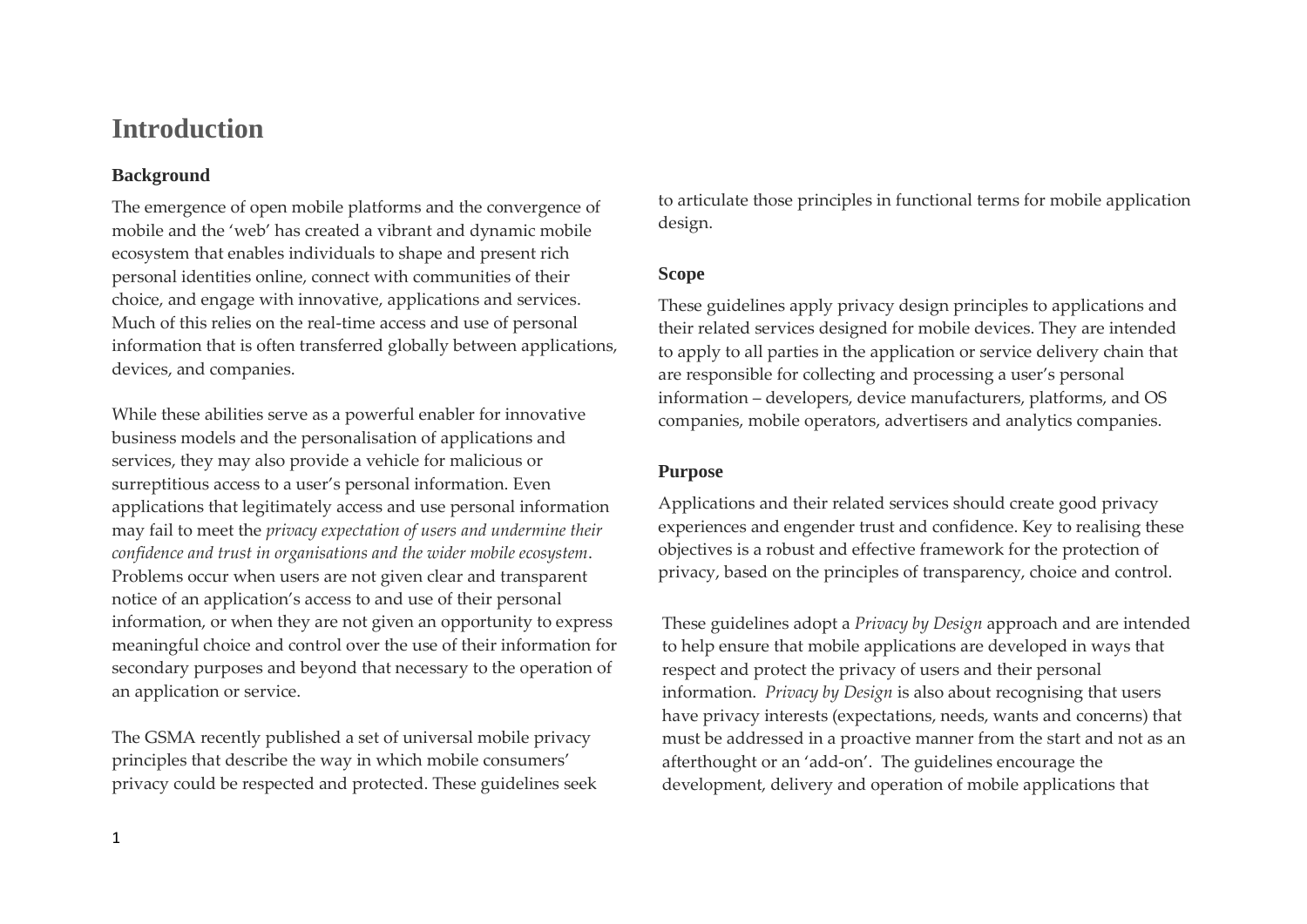# Introduction

### Background

The emergence of open mobile platforms and the convergence of mobile and the 'web' has created a vibrant and dynamic mobile ecosystem that enables individuals to shape and present rich personal identities online, connect with communities of their choice, and engage with innovative, applications and services. Much of this relies on the real-time access and use of personal information that is often transferred globally between applications, devices, and companies.

While these abilities serve as a powerful enabler for innovative business models and the personalisation of applications and services, they may also provide a vehicle for malicious or surreptitious access to a user's personal information. Even applications that legitimately access and use personal information may fail to meet the *privacy expectation of users and undermine their confidence and trust in organisations and the wider mobile ecosystem*. Problems occur when users are not given clear and transparent notice of an application's access to and use of their personal information, or when they are not given an opportunity to express meaningful choice and control over the use of their information for secondary purposes and beyond that necessary to the operation of an application or service.

The GSMA recently published a set of universal mobile privacy principles that describe the way in which mobile consumers' privacy could be respected and protected. These guidelines seek to articulate those principles in functional terms for mobile application design.

### Scope

These guidelines apply privacy design principles to applications and their related services designed for mobile devices. They are intended to apply to all parties in the application or service delivery chain that are responsible for collecting and processing a user's personal information – developers, device manufacturers, platforms, and OS companies, mobile operators, advertisers and analytics companies.

### Purpose

Applications and their related services should create good privacy experiences and engender trust and confidence. Key to realising these objectives is a robust and effective framework for the protection of privacy, based on the principles of transparency, choice and control.

These guidelines adopt a *Privacy by Design* approach and are intended to help ensure that mobile applications are developed in ways that respect and protect the privacy of users and their personal information. *Privacy by Design* is also about recognising that users have privacy interests (expectations, needs, wants and concerns) that must be addressed in a proactive manner from the start and not as an afterthought or an 'add-on'. The guidelines encourage the development, delivery and operation of mobile applications that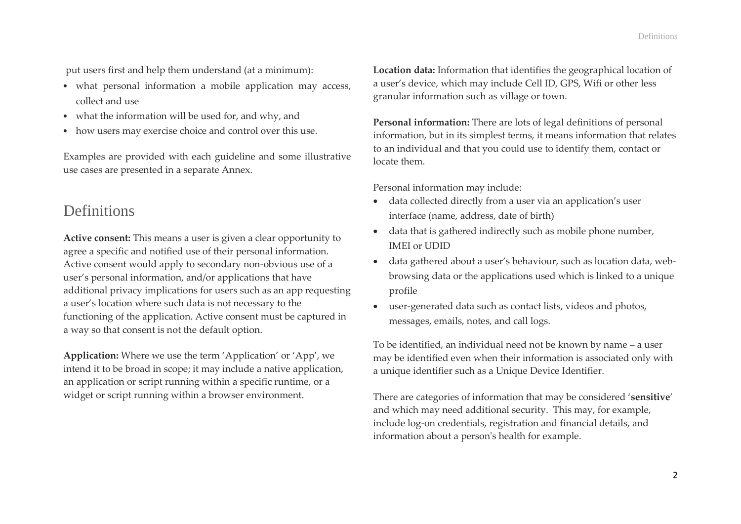put users first and help them understand (at a minimum):

- what personal information a mobile application may access, collect and use
- what the information will be used for, and why, and
- how users may exercise choice and control over this use.

Examples are provided with each guideline and some illustrative use cases are presented in a separate Annex.

# Definitions

**Active consent:** This means a user is given a clear opportunity to agree a specific and notified use of their personal information. Active consent would apply to secondary non-obvious use of a user's personal information, and/or applications that have additional privacy implications for users such as an app requesting a user's location where such data is not necessary to the functioning of the application. Active consent must be captured in a way so that consent is not the default option.

**Application:** Where we use the term 'Application' or 'App', we intend it to be broad in scope; it may include a native application, an application or script running within a specific runtime, or a widget or script running within a browser environment.

**Location data:** Information that identifies the geographical location of a user's device, which may include Cell ID, GPS, Wifi or other less granular information such as village or town.

**Personal information:** There are lots of legal definitions of personal information, but in its simplest terms, it means information that relates to an individual and that you could use to identify them, contact or locate them.

Personal information may include:

- data collected directly from a user via an application's user interface (name, address, date of birth)
- data that is gathered indirectly such as mobile phone number, IMEI or UDID
- data gathered about a user's behaviour, such as location data, web-browsing data or the applications used which is linked to a unique profile
- user-generated data such as contact lists, videos and photos, messages, emails, notes, and call logs.

To be identified, an individual need not be known by name – a user may be identified even when their information is associated only with a unique identifier such as a Unique Device Identifier.

There are categories of information that may be considered '**sensitive**' and which may need additional security. This may, for example, include log-on credentials, registration and financial details, and information about a person's health for example.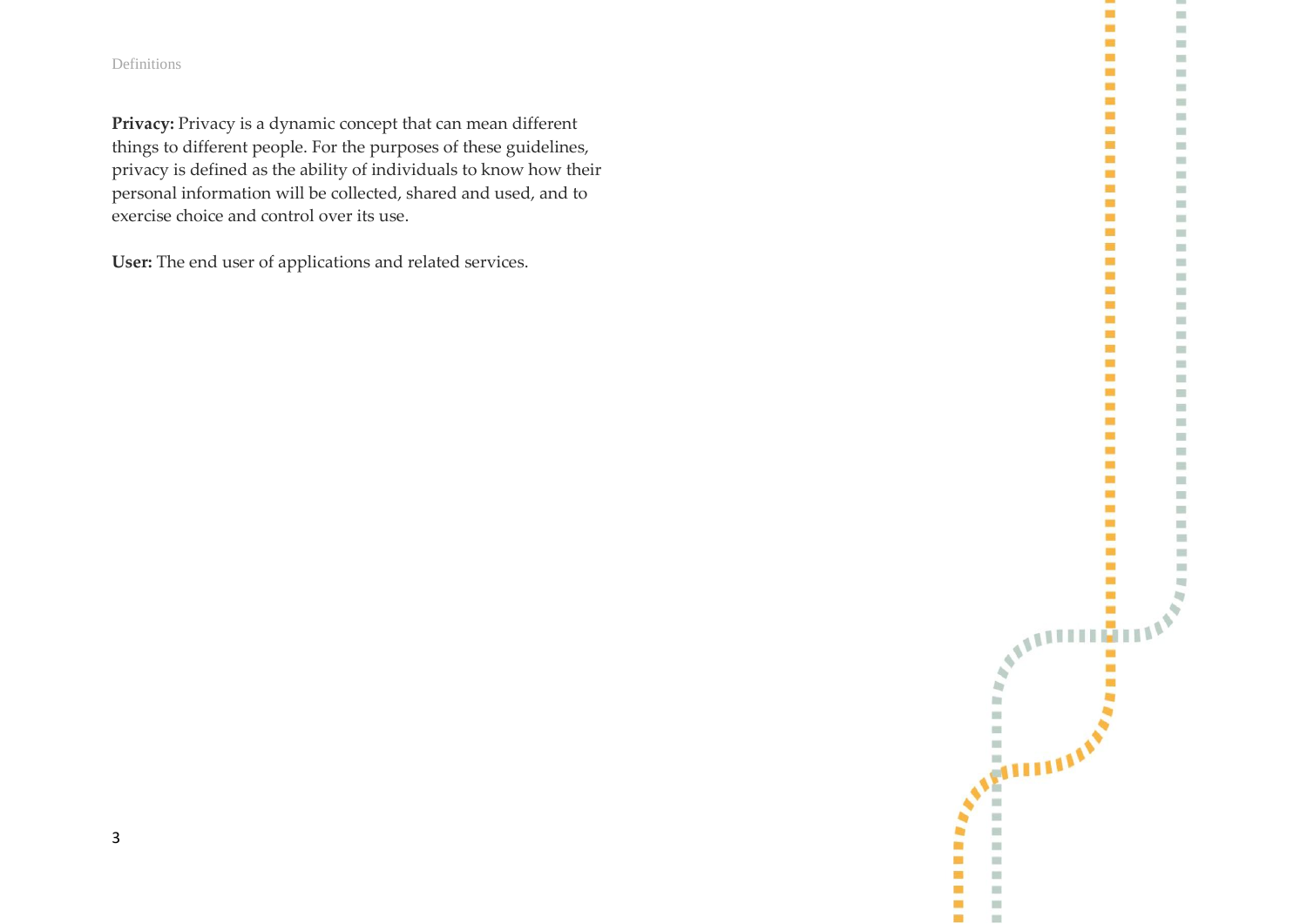**Privacy:** Privacy is a dynamic concept that can mean different things to different people. For the purposes of these guidelines, privacy is defined as the ability of individuals to know how their personal information will be collected, shared and used, and to exercise choice and control over its use.

**User:** The end user of applications and related services.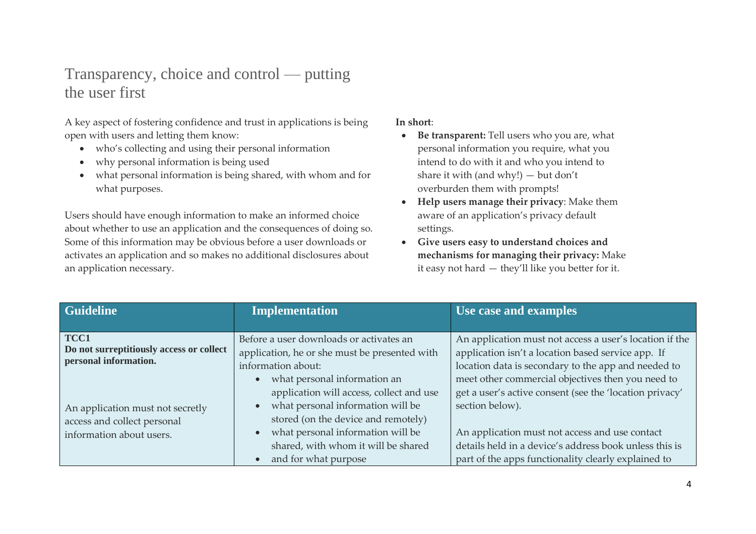## Transparency, choice and control — putting the user first

A key aspect of fostering confidence and trust in applications is being open with users and letting them know:

- who's collecting and using their personal information
- why personal information is being used
- what personal information is being shared, with whom and for what purposes.

Users should have enough information to make an informed choice about whether to use an application and the consequences of doing so. Some of this information may be obvious before a user downloads or activates an application and so makes no additional disclosures about an application necessary.

**In short**:

- **Be transparent:** Tell users who you are, what personal information you require, what you intend to do with it and who you intend to share it with (and why!) — but don't overburden them with prompts!
- **Help users manage their privacy**: Make them aware of an application's privacy default settings.
- **Give users easy to understand choices and mechanisms for managing their privacy:** Make it easy not hard — they'll like you better for it.

| Guideline | Implementation | Use case and examples |
|---|---|---|
| **TCC1**<br>**Do not surreptitiously access or collect personal information.**<br><br>An application must not secretly access and collect personal information about users. | Before a user downloads or activates an application, he or she must be presented with information about:<br>• what personal information an application will access, collect and use<br>• what personal information will be stored (on the device and remotely)<br>• what personal information will be shared, with whom it will be shared<br>• and for what purpose | An application must not access a user's location if the application isn't a location based service app. If location data is secondary to the app and needed to meet other commercial objectives then you need to get a user's active consent (see the 'location privacy' section below).<br><br>An application must not access and use contact details held in a device's address book unless this is part of the apps functionality clearly explained to |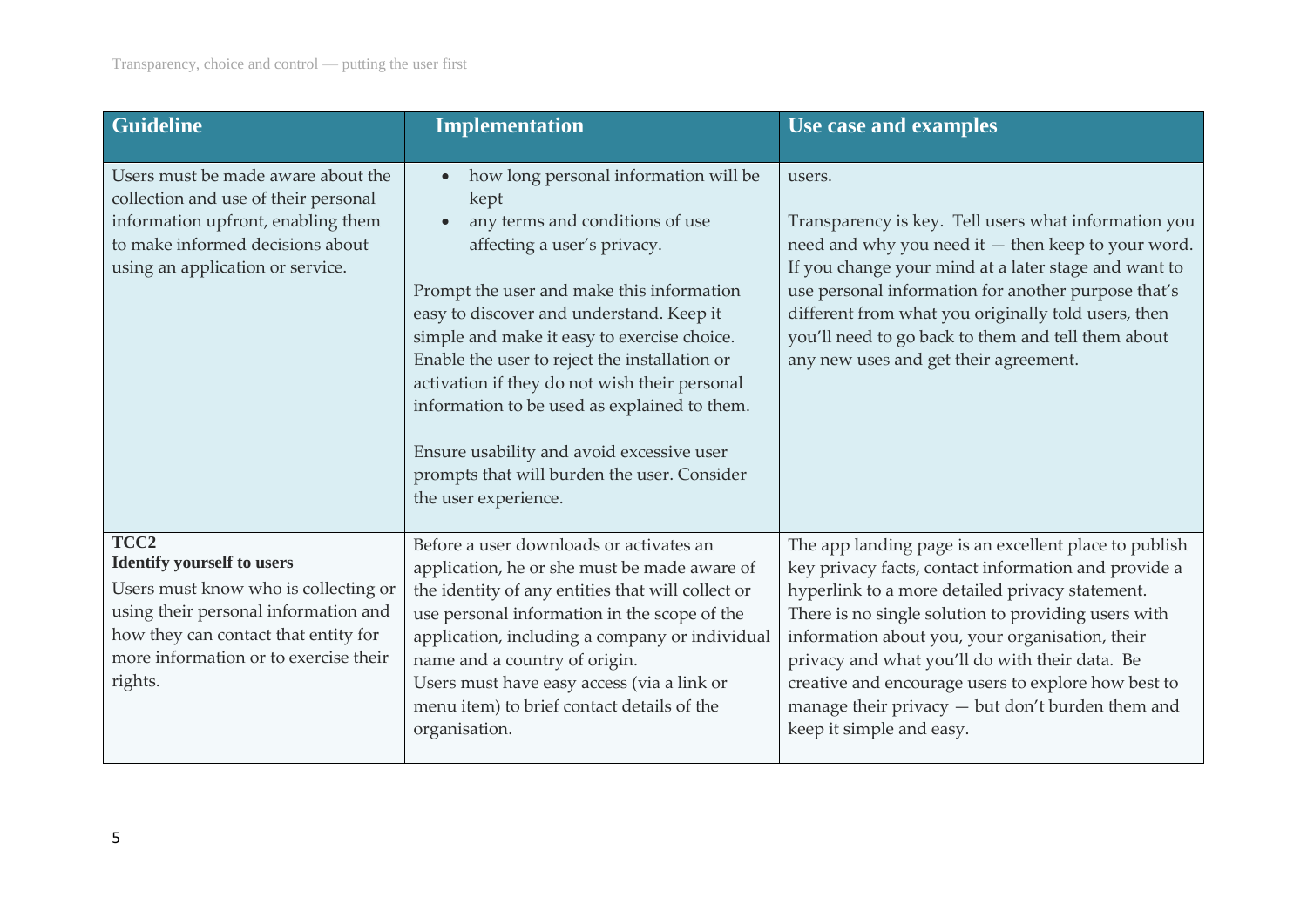| Guideline | Implementation | Use case and examples |
|---|---|---|
| Users must be made aware about the collection and use of their personal information upfront, enabling them to make informed decisions about using an application or service. | • how long personal information will be kept<br>• any terms and conditions of use affecting a user's privacy.<br><br>Prompt the user and make this information easy to discover and understand. Keep it simple and make it easy to exercise choice. Enable the user to reject the installation or activation if they do not wish their personal information to be used as explained to them.<br><br>Ensure usability and avoid excessive user prompts that will burden the user. Consider the user experience. | users.<br><br>Transparency is key. Tell users what information you need and why you need it — then keep to your word. If you change your mind at a later stage and want to use personal information for another purpose that's different from what you originally told users, then you'll need to go back to them and tell them about any new uses and get their agreement. |
| **TCC2**<br>**Identify yourself to users**<br>Users must know who is collecting or using their personal information and how they can contact that entity for more information or to exercise their rights. | Before a user downloads or activates an application, he or she must be made aware of the identity of any entities that will collect or use personal information in the scope of the application, including a company or individual name and a country of origin.<br>Users must have easy access (via a link or menu item) to brief contact details of the organisation. | The app landing page is an excellent place to publish key privacy facts, contact information and provide a hyperlink to a more detailed privacy statement. There is no single solution to providing users with information about you, your organisation, their privacy and what you'll do with their data. Be creative and encourage users to explore how best to manage their privacy — but don't burden them and keep it simple and easy. |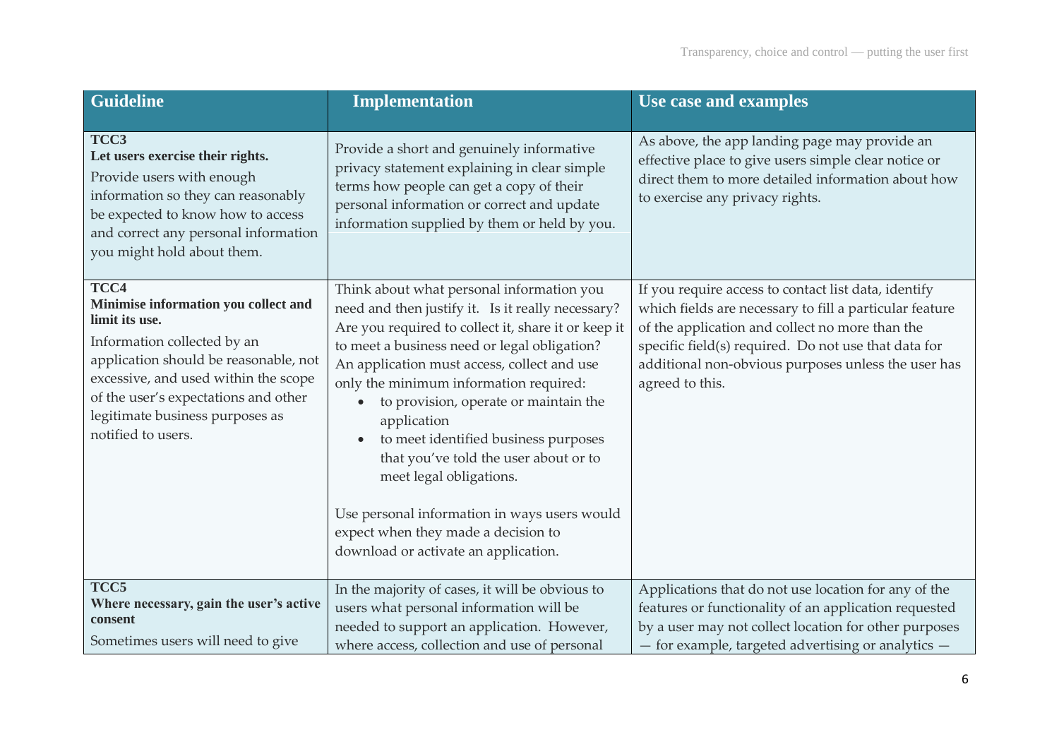| Guideline | Implementation | Use case and examples |
| --- | --- | --- |
| **TCC3** **Let users exercise their rights.** Provide users with enough information so they can reasonably be expected to know how to access and correct any personal information you might hold about them. | Provide a short and genuinely informative privacy statement explaining in clear simple terms how people can get a copy of their personal information or correct and update information supplied by them or held by you. | As above, the app landing page may provide an effective place to give users simple clear notice or direct them to more detailed information about how to exercise any privacy rights. |
| **TCC4** **Minimise information you collect and limit its use.** Information collected by an application should be reasonable, not excessive, and used within the scope of the user's expectations and other legitimate business purposes as notified to users. | Think about what personal information you need and then justify it. Is it really necessary? Are you required to collect it, share it or keep it to meet a business need or legal obligation? An application must access, collect and use only the minimum information required: <br>• to provision, operate or maintain the application <br>• to meet identified business purposes that you've told the user about or to meet legal obligations. <br><br>Use personal information in ways users would expect when they made a decision to download or activate an application. | If you require access to contact list data, identify which fields are necessary to fill a particular feature of the application and collect no more than the specific field(s) required. Do not use that data for additional non-obvious purposes unless the user has agreed to this. |
| **TCC5** **Where necessary, gain the user's active consent** Sometimes users will need to give | In the majority of cases, it will be obvious to users what personal information will be needed to support an application. However, where access, collection and use of personal | Applications that do not use location for any of the features or functionality of an application requested by a user may not collect location for other purposes — for example, targeted advertising or analytics — |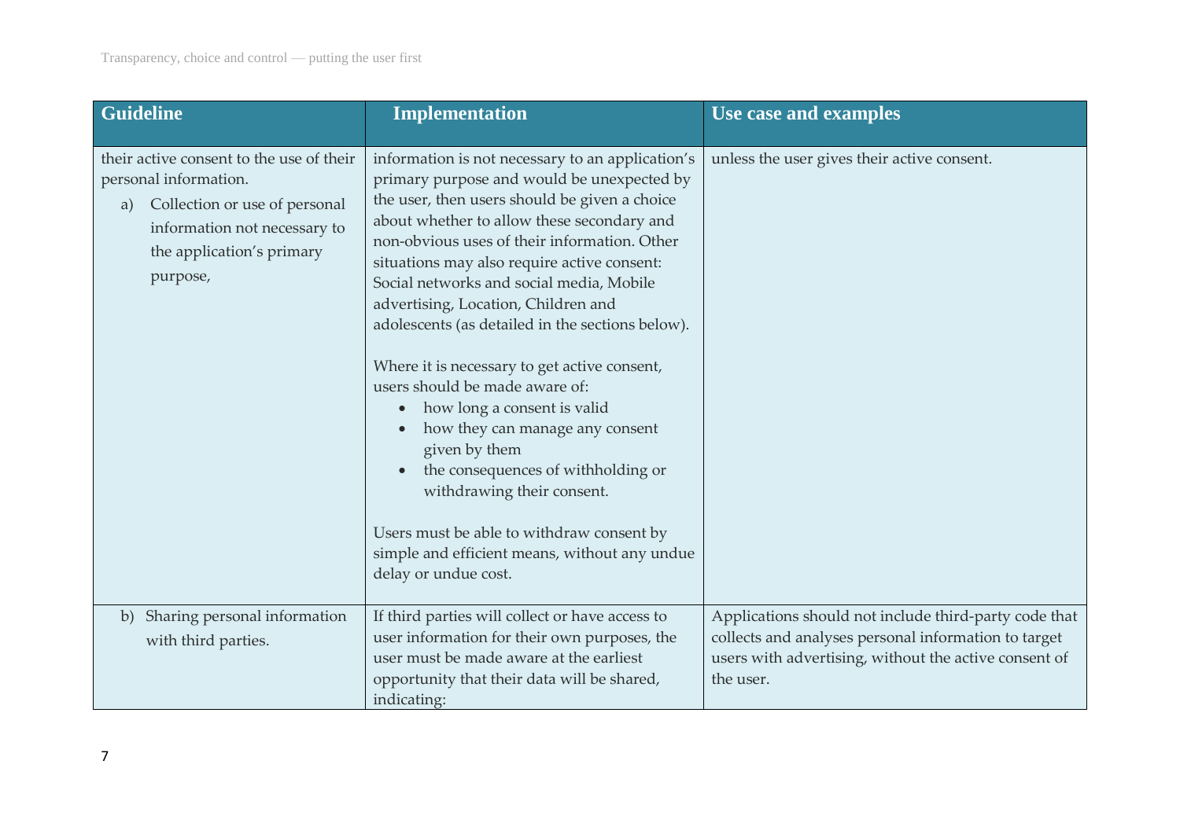| Guideline | Implementation | Use case and examples |
|---|---|---|
| their active consent to the use of their personal information.<br>a) Collection or use of personal information not necessary to the application's primary purpose, | information is not necessary to an application's primary purpose and would be unexpected by the user, then users should be given a choice about whether to allow these secondary and non-obvious uses of their information. Other situations may also require active consent: Social networks and social media, Mobile advertising, Location, Children and adolescents (as detailed in the sections below).<br><br>Where it is necessary to get active consent, users should be made aware of:<br>• how long a consent is valid<br>• how they can manage any consent given by them<br>• the consequences of withholding or withdrawing their consent.<br><br>Users must be able to withdraw consent by simple and efficient means, without any undue delay or undue cost. | unless the user gives their active consent. |
| b) Sharing personal information with third parties. | If third parties will collect or have access to user information for their own purposes, the user must be made aware at the earliest opportunity that their data will be shared, indicating: | Applications should not include third-party code that collects and analyses personal information to target users with advertising, without the active consent of the user. |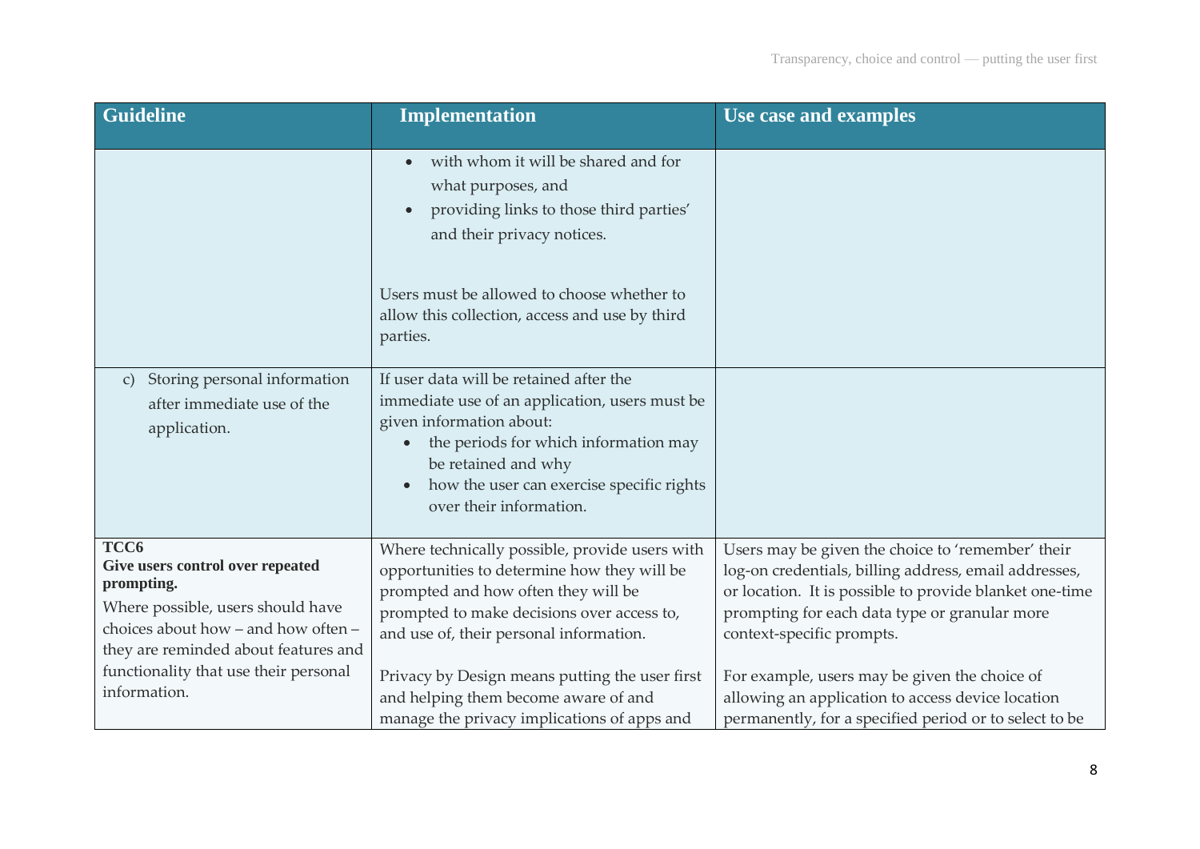| Guideline | Implementation | Use case and examples |
|---|---|---|
| | • with whom it will be shared and for what purposes, and<br>• providing links to those third parties' and their privacy notices.<br><br>Users must be allowed to choose whether to allow this collection, access and use by third parties. | |
| c) Storing personal information after immediate use of the application. | If user data will be retained after the immediate use of an application, users must be given information about:<br>• the periods for which information may be retained and why<br>• how the user can exercise specific rights over their information. | |
| **TCC6**<br>**Give users control over repeated prompting.**<br>Where possible, users should have choices about how – and how often – they are reminded about features and functionality that use their personal information. | Where technically possible, provide users with opportunities to determine how they will be prompted and how often they will be prompted to make decisions over access to, and use of, their personal information.<br><br>Privacy by Design means putting the user first and helping them become aware of and manage the privacy implications of apps and | Users may be given the choice to 'remember' their log-on credentials, billing address, email addresses, or location. It is possible to provide blanket one-time prompting for each data type or granular more context-specific prompts.<br><br>For example, users may be given the choice of allowing an application to access device location permanently, for a specified period or to select to be |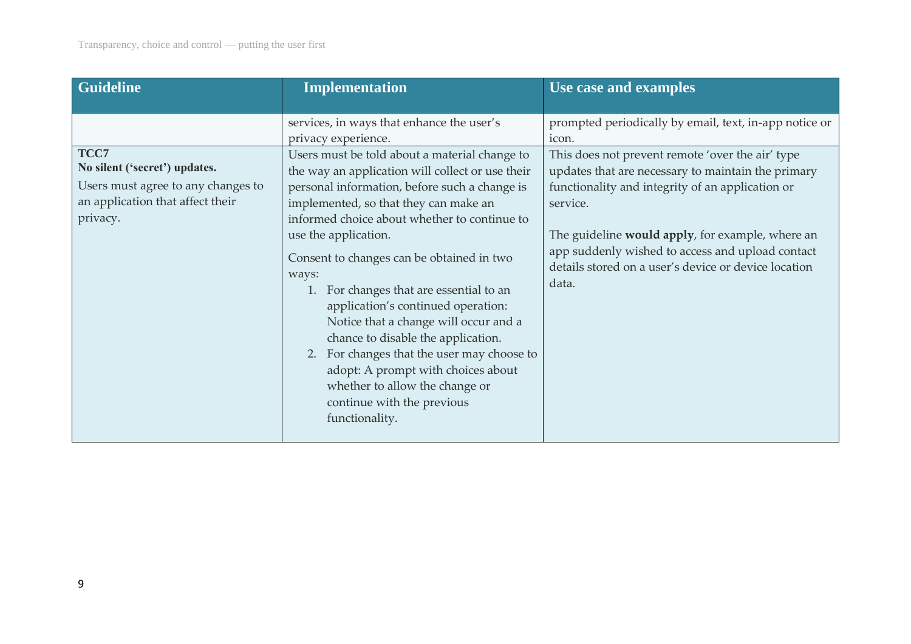| Guideline | Implementation | Use case and examples |
| --- | --- | --- |
| | services, in ways that enhance the user's privacy experience. | prompted periodically by email, text, in-app notice or icon. |
| **TCC7** **No silent ('secret') updates.** Users must agree to any changes to an application that affect their privacy. | Users must be told about a material change to the way an application will collect or use their personal information, before such a change is implemented, so that they can make an informed choice about whether to continue to use the application. Consent to changes can be obtained in two ways: 1. For changes that are essential to an application's continued operation: Notice that a change will occur and a chance to disable the application. 2. For changes that the user may choose to adopt: A prompt with choices about whether to allow the change or continue with the previous functionality. | This does not prevent remote 'over the air' type updates that are necessary to maintain the primary functionality and integrity of an application or service. The guideline **would apply**, for example, where an app suddenly wished to access and upload contact details stored on a user's device or device location data. |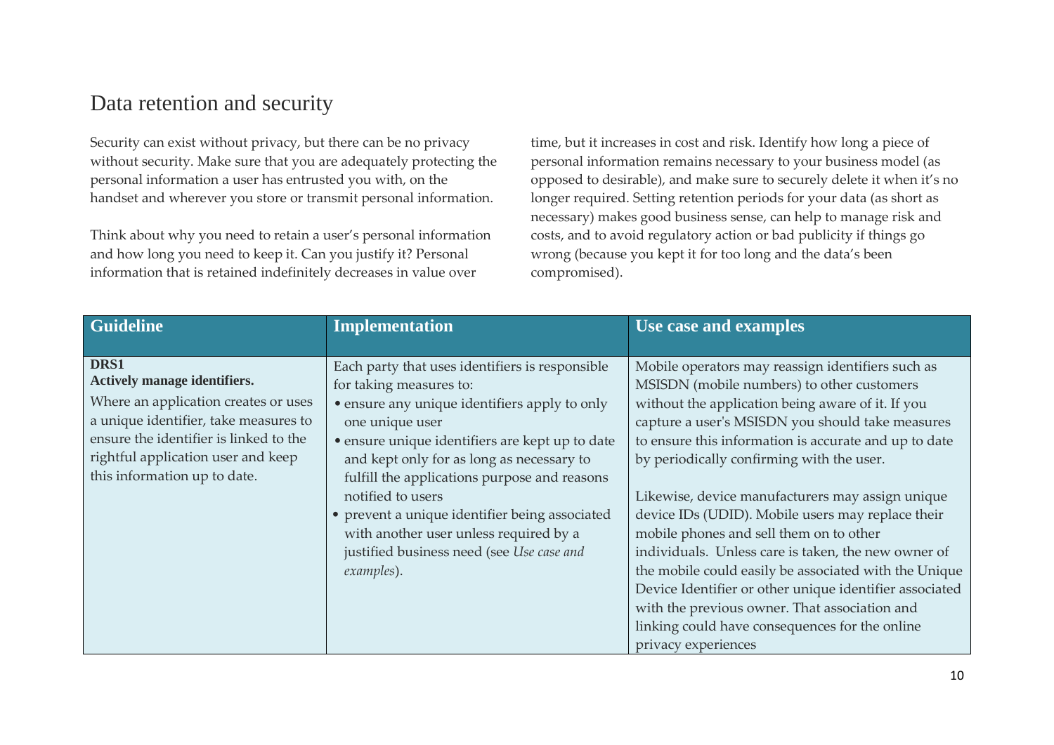## Data retention and security

Security can exist without privacy, but there can be no privacy without security. Make sure that you are adequately protecting the personal information a user has entrusted you with, on the handset and wherever you store or transmit personal information.

Think about why you need to retain a user's personal information and how long you need to keep it. Can you justify it? Personal information that is retained indefinitely decreases in value over time, but it increases in cost and risk. Identify how long a piece of personal information remains necessary to your business model (as opposed to desirable), and make sure to securely delete it when it's no longer required. Setting retention periods for your data (as short as necessary) makes good business sense, can help to manage risk and costs, and to avoid regulatory action or bad publicity if things go wrong (because you kept it for too long and the data's been compromised).

| Guideline | Implementation | Use case and examples |
|---|---|---|
| **DRS1**<br>**Actively manage identifiers.**<br>Where an application creates or uses a unique identifier, take measures to ensure the identifier is linked to the rightful application user and keep this information up to date. | Each party that uses identifiers is responsible for taking measures to:<br>• ensure any unique identifiers apply to only one unique user<br>• ensure unique identifiers are kept up to date and kept only for as long as necessary to fulfill the applications purpose and reasons notified to users<br>• prevent a unique identifier being associated with another user unless required by a justified business need (see *Use case and examples*). | Mobile operators may reassign identifiers such as MSISDN (mobile numbers) to other customers without the application being aware of it. If you capture a user's MSISDN you should take measures to ensure this information is accurate and up to date by periodically confirming with the user.<br><br>Likewise, device manufacturers may assign unique device IDs (UDID). Mobile users may replace their mobile phones and sell them on to other individuals. Unless care is taken, the new owner of the mobile could easily be associated with the Unique Device Identifier or other unique identifier associated with the previous owner. That association and linking could have consequences for the online privacy experiences |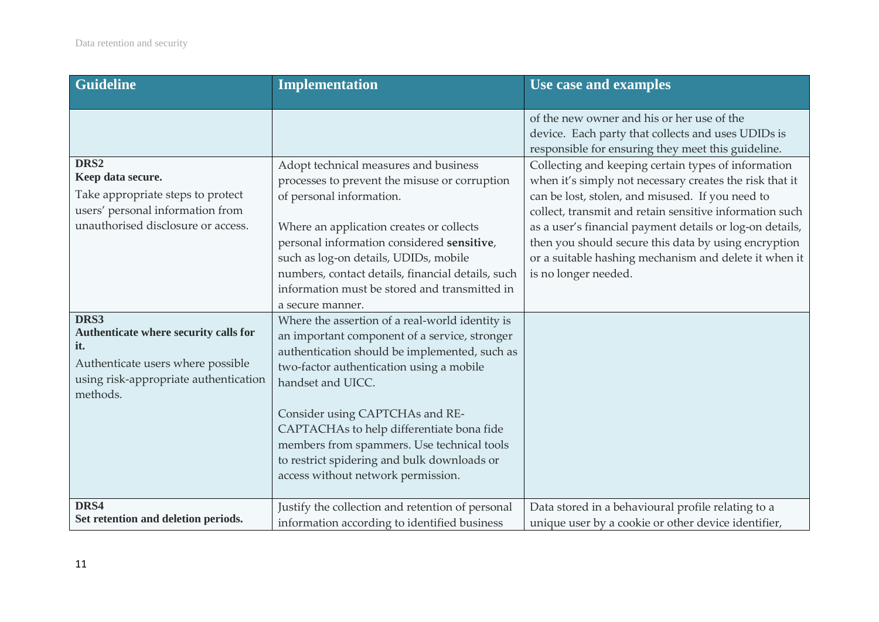| Guideline | Implementation | Use case and examples |
|---|---|---|
| | | of the new owner and his or her use of the device. Each party that collects and uses UDIDs is responsible for ensuring they meet this guideline. |
| **DRS2** **Keep data secure.** Take appropriate steps to protect users' personal information from unauthorised disclosure or access. | Adopt technical measures and business processes to prevent the misuse or corruption of personal information. Where an application creates or collects personal information considered **sensitive**, such as log-on details, UDIDs, mobile numbers, contact details, financial details, such information must be stored and transmitted in a secure manner. | Collecting and keeping certain types of information when it's simply not necessary creates the risk that it can be lost, stolen, and misused. If you need to collect, transmit and retain sensitive information such as a user's financial payment details or log-on details, then you should secure this data by using encryption or a suitable hashing mechanism and delete it when it is no longer needed. |
| **DRS3** **Authenticate where security calls for it.** Authenticate users where possible using risk-appropriate authentication methods. | Where the assertion of a real-world identity is an important component of a service, stronger authentication should be implemented, such as two-factor authentication using a mobile handset and UICC. Consider using CAPTCHAs and RE-CAPTACHAs to help differentiate bona fide members from spammers. Use technical tools to restrict spidering and bulk downloads or access without network permission. | |
| **DRS4** **Set retention and deletion periods.** | Justify the collection and retention of personal information according to identified business | Data stored in a behavioural profile relating to a unique user by a cookie or other device identifier, |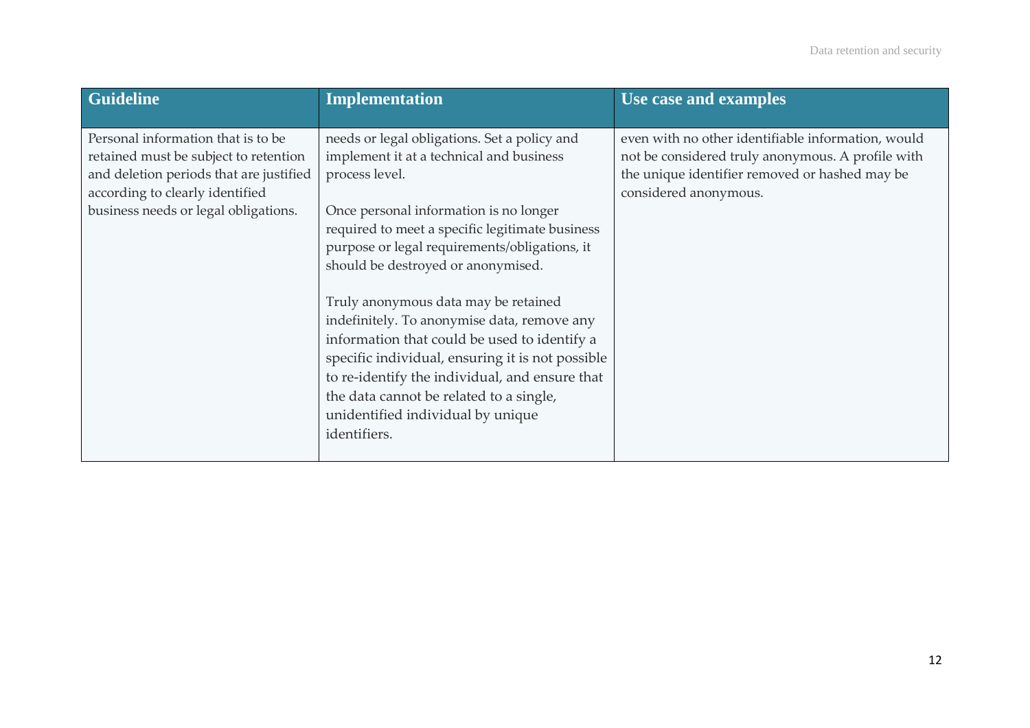| Guideline | Implementation | Use case and examples |
|---|---|---|
| Personal information that is to be retained must be subject to retention and deletion periods that are justified according to clearly identified business needs or legal obligations. | needs or legal obligations. Set a policy and implement it at a technical and business process level.<br><br>Once personal information is no longer required to meet a specific legitimate business purpose or legal requirements/obligations, it should be destroyed or anonymised.<br><br>Truly anonymous data may be retained indefinitely. To anonymise data, remove any information that could be used to identify a specific individual, ensuring it is not possible to re-identify the individual, and ensure that the data cannot be related to a single, unidentified individual by unique identifiers. | even with no other identifiable information, would not be considered truly anonymous. A profile with the unique identifier removed or hashed may be considered anonymous. |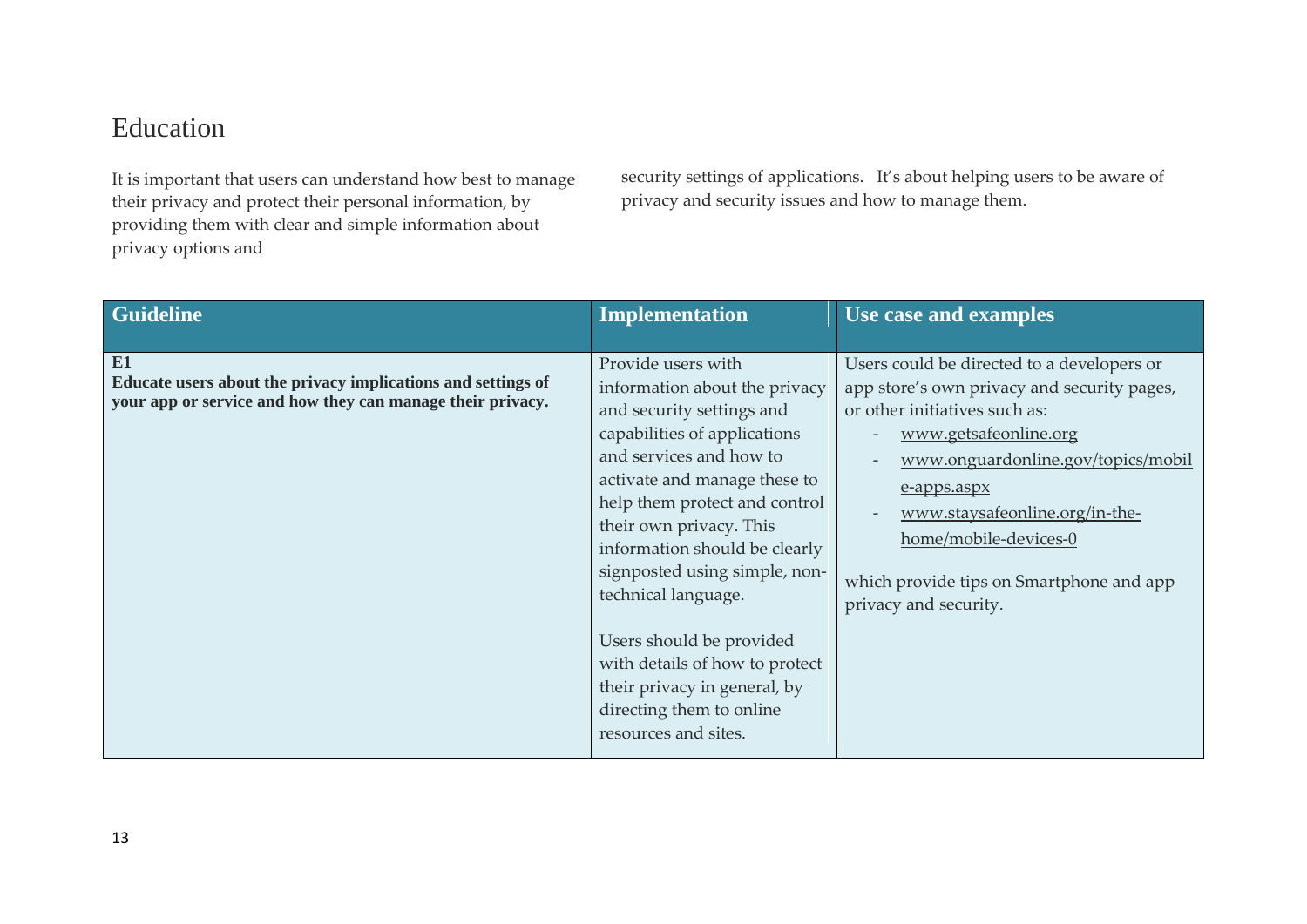# Education

It is important that users can understand how best to manage their privacy and protect their personal information, by providing them with clear and simple information about privacy options and security settings of applications. It's about helping users to be aware of privacy and security issues and how to manage them.

| Guideline | Implementation | Use case and examples |
|---|---|---|
| **E1**<br>**Educate users about the privacy implications and settings of your app or service and how they can manage their privacy.** | Provide users with information about the privacy and security settings and capabilities of applications and services and how to activate and manage these to help them protect and control their own privacy. This information should be clearly signposted using simple, non-technical language.<br><br>Users should be provided with details of how to protect their privacy in general, by directing them to online resources and sites. | Users could be directed to a developers or app store's own privacy and security pages, or other initiatives such as:<br>- www.getsafeonline.org<br>- www.onguardonline.gov/topics/mobile-apps.aspx<br>- www.staysafeonline.org/in-the-home/mobile-devices-0<br><br>which provide tips on Smartphone and app privacy and security. |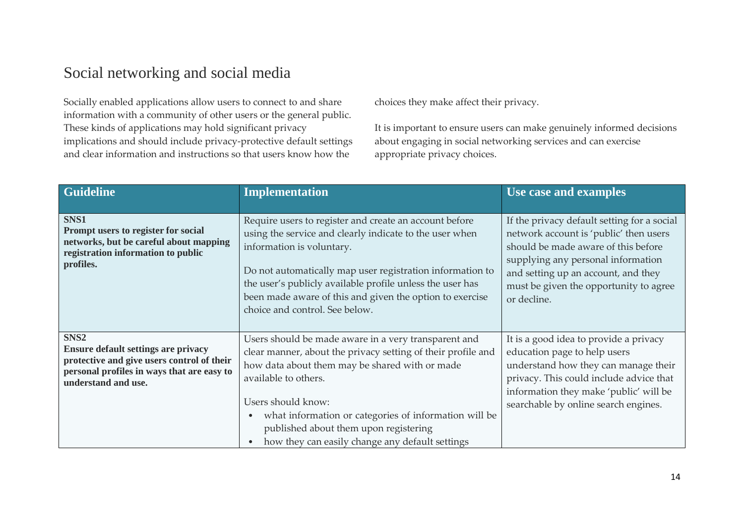## Social networking and social media

Socially enabled applications allow users to connect to and share information with a community of other users or the general public. These kinds of applications may hold significant privacy implications and should include privacy-protective default settings and clear information and instructions so that users know how the choices they make affect their privacy.

It is important to ensure users can make genuinely informed decisions about engaging in social networking services and can exercise appropriate privacy choices.

| Guideline | Implementation | Use case and examples |
|---|---|---|
| **SNS1**<br>**Prompt users to register for social networks, but be careful about mapping registration information to public profiles.** | Require users to register and create an account before using the service and clearly indicate to the user when information is voluntary.<br><br>Do not automatically map user registration information to the user's publicly available profile unless the user has been made aware of this and given the option to exercise choice and control. See below. | If the privacy default setting for a social network account is 'public' then users should be made aware of this before supplying any personal information and setting up an account, and they must be given the opportunity to agree or decline. |
| **SNS2**<br>**Ensure default settings are privacy protective and give users control of their personal profiles in ways that are easy to understand and use.** | Users should be made aware in a very transparent and clear manner, about the privacy setting of their profile and how data about them may be shared with or made available to others.<br><br>Users should know:<br>• what information or categories of information will be published about them upon registering<br>• how they can easily change any default settings | It is a good idea to provide a privacy education page to help users understand how they can manage their privacy. This could include advice that information they make 'public' will be searchable by online search engines. |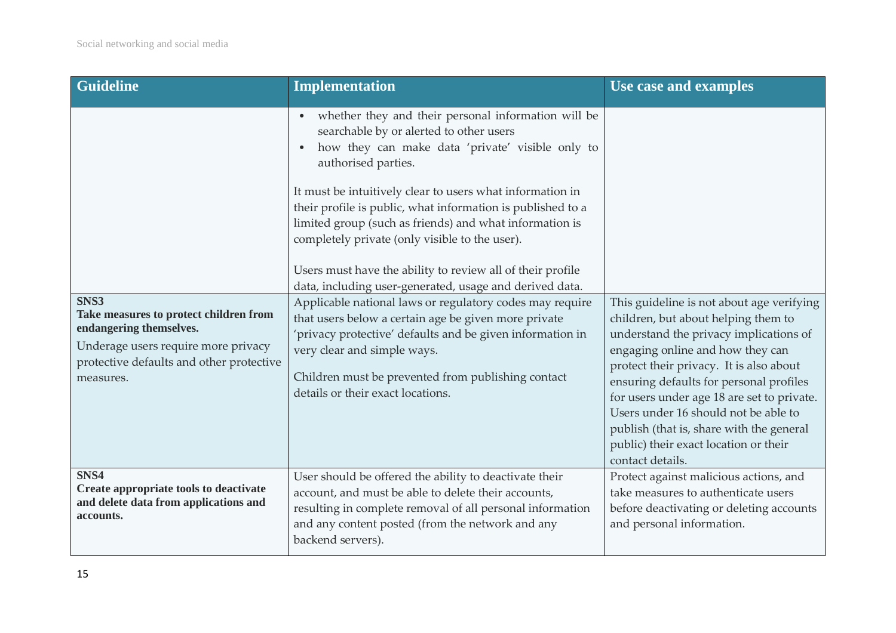| Guideline | Implementation | Use case and examples |
|---|---|---|
| | • whether they and their personal information will be searchable by or alerted to other users<br>• how they can make data 'private' visible only to authorised parties.<br><br>It must be intuitively clear to users what information in their profile is public, what information is published to a limited group (such as friends) and what information is completely private (only visible to the user).<br><br>Users must have the ability to review all of their profile data, including user-generated, usage and derived data. | |
| **SNS3**<br>**Take measures to protect children from endangering themselves.**<br>Underage users require more privacy protective defaults and other protective measures. | Applicable national laws or regulatory codes may require that users below a certain age be given more private 'privacy protective' defaults and be given information in very clear and simple ways.<br><br>Children must be prevented from publishing contact details or their exact locations. | This guideline is not about age verifying children, but about helping them to understand the privacy implications of engaging online and how they can protect their privacy. It is also about ensuring defaults for personal profiles for users under age 18 are set to private. Users under 16 should not be able to publish (that is, share with the general public) their exact location or their contact details. |
| **SNS4**<br>**Create appropriate tools to deactivate and delete data from applications and accounts.** | User should be offered the ability to deactivate their account, and must be able to delete their accounts, resulting in complete removal of all personal information and any content posted (from the network and any backend servers). | Protect against malicious actions, and take measures to authenticate users before deactivating or deleting accounts and personal information. |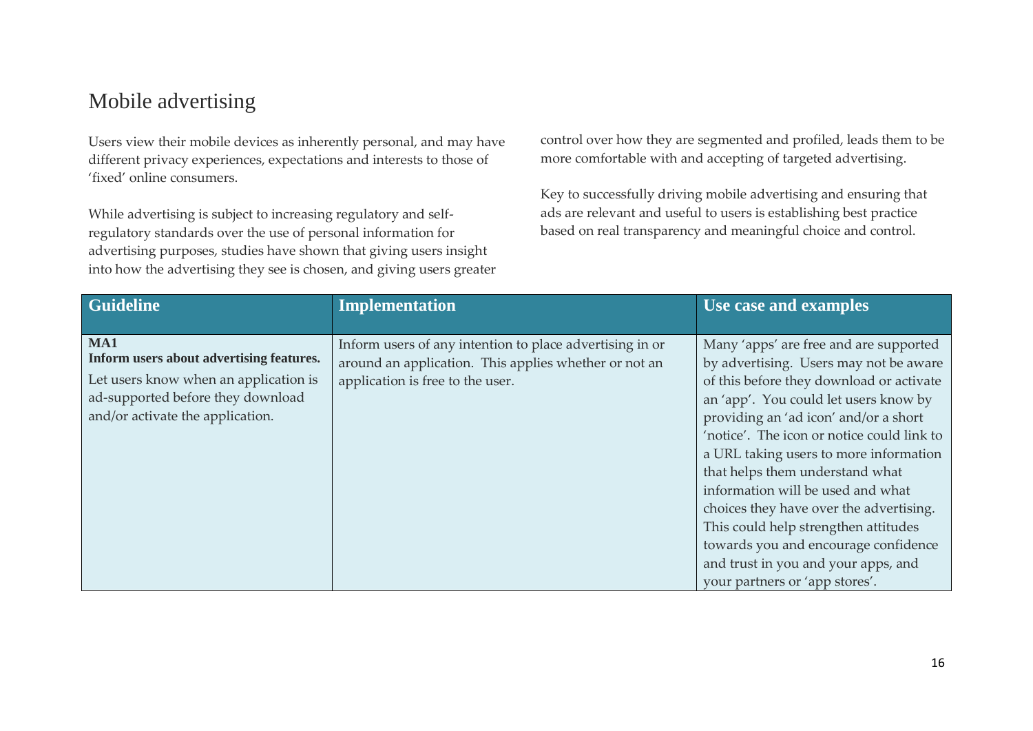## Mobile advertising

Users view their mobile devices as inherently personal, and may have different privacy experiences, expectations and interests to those of 'fixed' online consumers.

While advertising is subject to increasing regulatory and self-regulatory standards over the use of personal information for advertising purposes, studies have shown that giving users insight into how the advertising they see is chosen, and giving users greater control over how they are segmented and profiled, leads them to be more comfortable with and accepting of targeted advertising.

Key to successfully driving mobile advertising and ensuring that ads are relevant and useful to users is establishing best practice based on real transparency and meaningful choice and control.

| Guideline | Implementation | Use case and examples |
|---|---|---|
| **MA1**<br>**Inform users about advertising features.**<br>Let users know when an application is ad-supported before they download and/or activate the application. | Inform users of any intention to place advertising in or around an application. This applies whether or not an application is free to the user. | Many 'apps' are free and are supported by advertising. Users may not be aware of this before they download or activate an 'app'. You could let users know by providing an 'ad icon' and/or a short 'notice'. The icon or notice could link to a URL taking users to more information that helps them understand what information will be used and what choices they have over the advertising. This could help strengthen attitudes towards you and encourage confidence and trust in you and your apps, and your partners or 'app stores'. |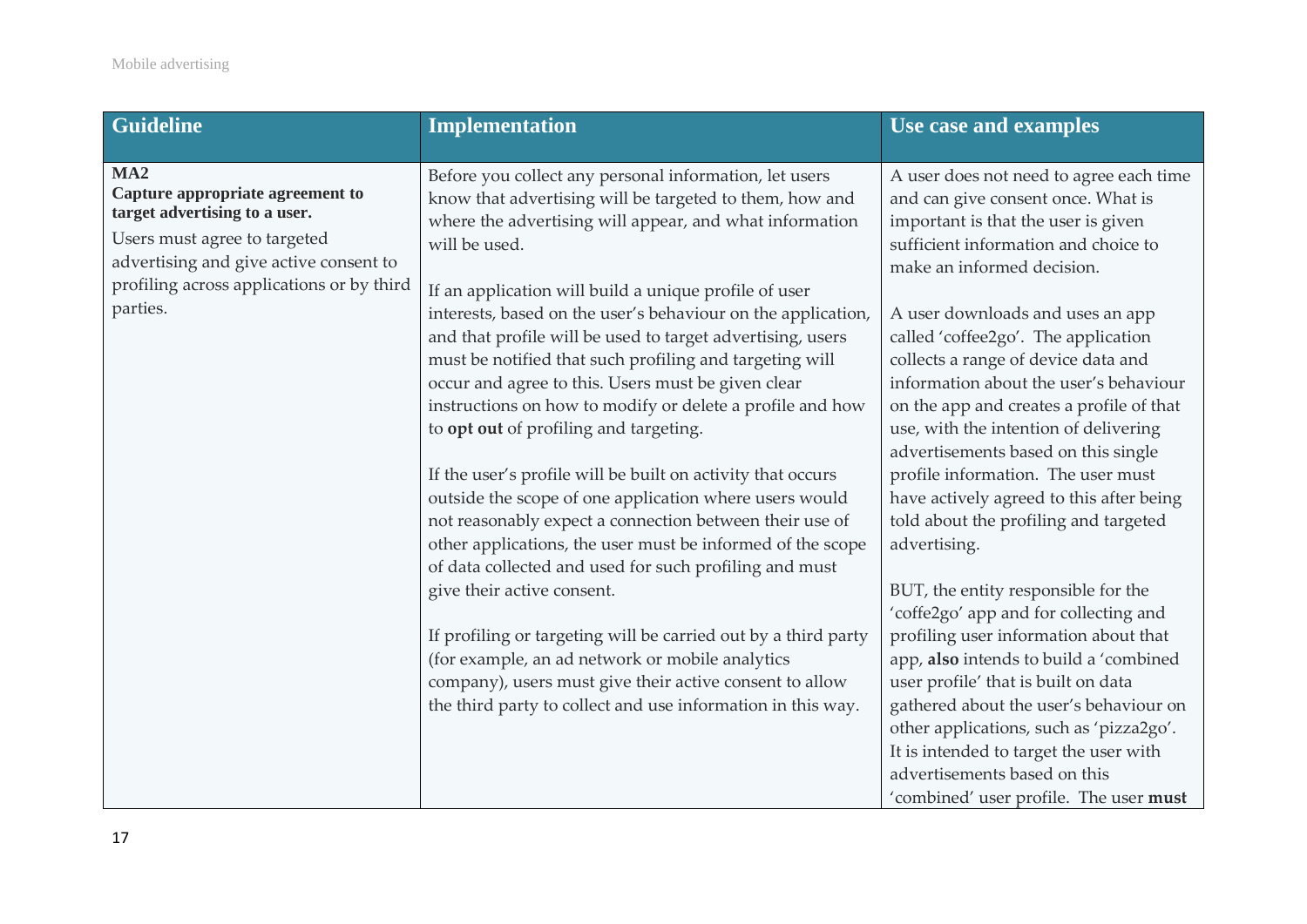| Guideline | Implementation | Use case and examples |
|---|---|---|
| **MA2** **Capture appropriate agreement to target advertising to a user.** Users must agree to targeted advertising and give active consent to profiling across applications or by third parties. | Before you collect any personal information, let users know that advertising will be targeted to them, how and where the advertising will appear, and what information will be used.<br><br>If an application will build a unique profile of user interests, based on the user's behaviour on the application, and that profile will be used to target advertising, users must be notified that such profiling and targeting will occur and agree to this. Users must be given clear instructions on how to modify or delete a profile and how to **opt out** of profiling and targeting.<br><br>If the user's profile will be built on activity that occurs outside the scope of one application where users would not reasonably expect a connection between their use of other applications, the user must be informed of the scope of data collected and used for such profiling and must give their active consent.<br><br>If profiling or targeting will be carried out by a third party (for example, an ad network or mobile analytics company), users must give their active consent to allow the third party to collect and use information in this way. | A user does not need to agree each time and can give consent once. What is important is that the user is given sufficient information and choice to make an informed decision.<br><br>A user downloads and uses an app called 'coffee2go'. The application collects a range of device data and information about the user's behaviour on the app and creates a profile of that use, with the intention of delivering advertisements based on this single profile information. The user must have actively agreed to this after being told about the profiling and targeted advertising.<br><br>BUT, the entity responsible for the 'coffe2go' app and for collecting and profiling user information about that app, **also** intends to build a 'combined user profile' that is built on data gathered about the user's behaviour on other applications, such as 'pizza2go'. It is intended to target the user with advertisements based on this 'combined' user profile. The user **must** |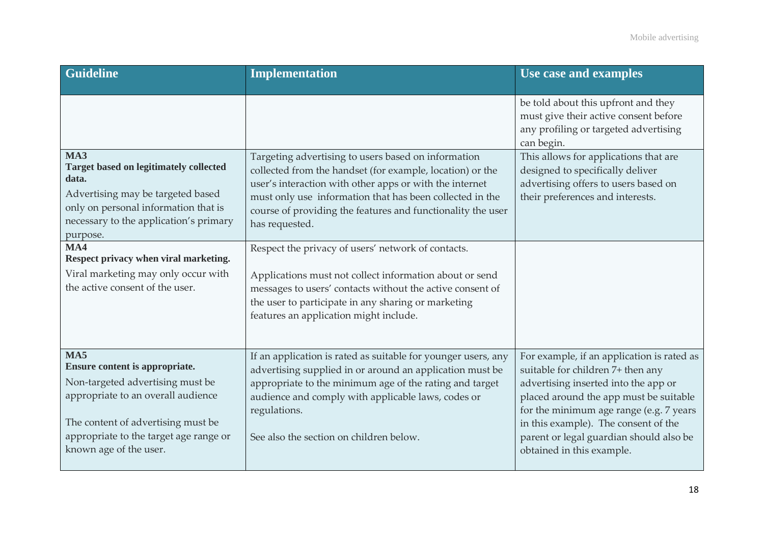| Guideline | Implementation | Use case and examples |
|---|---|---|
| | | be told about this upfront and they must give their active consent before any profiling or targeted advertising can begin. |
| **MA3** **Target based on legitimately collected data.** Advertising may be targeted based only on personal information that is necessary to the application's primary purpose. | Targeting advertising to users based on information collected from the handset (for example, location) or the user's interaction with other apps or with the internet must only use information that has been collected in the course of providing the features and functionality the user has requested. | This allows for applications that are designed to specifically deliver advertising offers to users based on their preferences and interests. |
| **MA4** **Respect privacy when viral marketing.** Viral marketing may only occur with the active consent of the user. | Respect the privacy of users' network of contacts. Applications must not collect information about or send messages to users' contacts without the active consent of the user to participate in any sharing or marketing features an application might include. | |
| **MA5** **Ensure content is appropriate.** Non-targeted advertising must be appropriate to an overall audience. The content of advertising must be appropriate to the target age range or known age of the user. | If an application is rated as suitable for younger users, any advertising supplied in or around an application must be appropriate to the minimum age of the rating and target audience and comply with applicable laws, codes or regulations. See also the section on children below. | For example, if an application is rated as suitable for children 7+ then any advertising inserted into the app or placed around the app must be suitable for the minimum age range (e.g. 7 years in this example). The consent of the parent or legal guardian should also be obtained in this example. |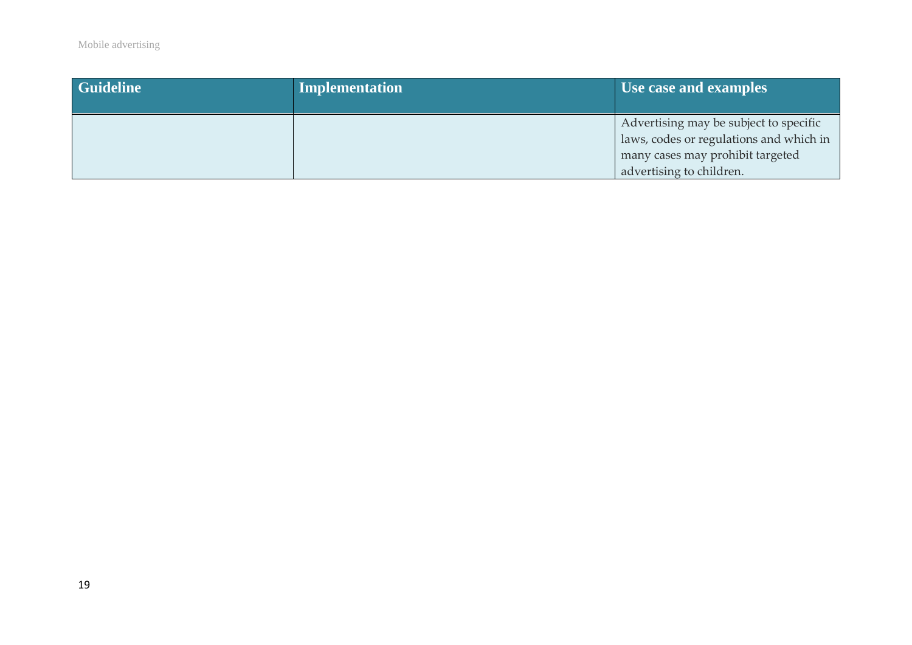| Guideline | Implementation | Use case and examples |
| --- | --- | --- |
| | | Advertising may be subject to specific laws, codes or regulations and which in many cases may prohibit targeted advertising to children. |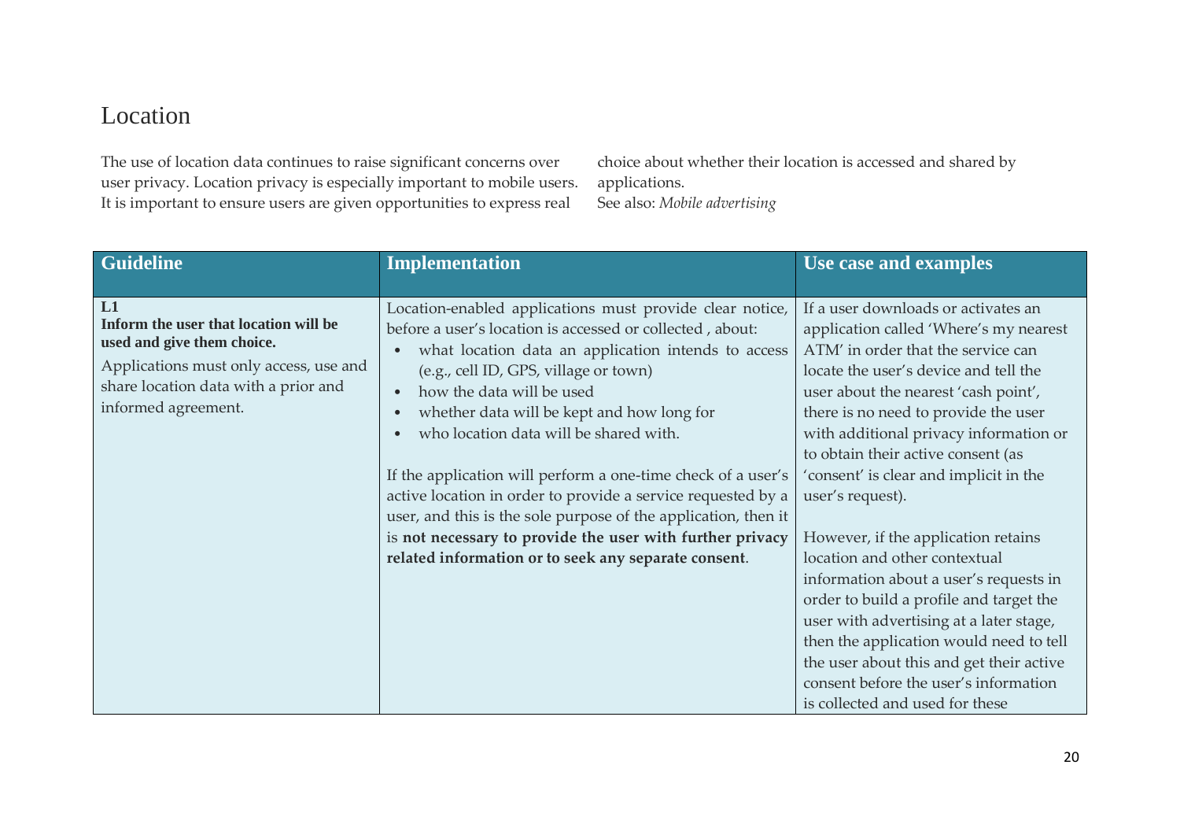# Location

The use of location data continues to raise significant concerns over user privacy. Location privacy is especially important to mobile users. It is important to ensure users are given opportunities to express real choice about whether their location is accessed and shared by applications.

See also: *Mobile advertising*

| Guideline | Implementation | Use case and examples |
|---|---|---|
| **L1**<br>**Inform the user that location will be used and give them choice.**<br>Applications must only access, use and share location data with a prior and informed agreement. | Location-enabled applications must provide clear notice, before a user's location is accessed or collected , about:<br>• what location data an application intends to access (e.g., cell ID, GPS, village or town)<br>• how the data will be used<br>• whether data will be kept and how long for<br>• who location data will be shared with.<br><br>If the application will perform a one-time check of a user's active location in order to provide a service requested by a user, and this is the sole purpose of the application, then it is **not necessary to provide the user with further privacy related information or to seek any separate consent**. | If a user downloads or activates an application called 'Where's my nearest ATM' in order that the service can locate the user's device and tell the user about the nearest 'cash point', there is no need to provide the user with additional privacy information or to obtain their active consent (as 'consent' is clear and implicit in the user's request).<br><br>However, if the application retains location and other contextual information about a user's requests in order to build a profile and target the user with advertising at a later stage, then the application would need to tell the user about this and get their active consent before the user's information is collected and used for these |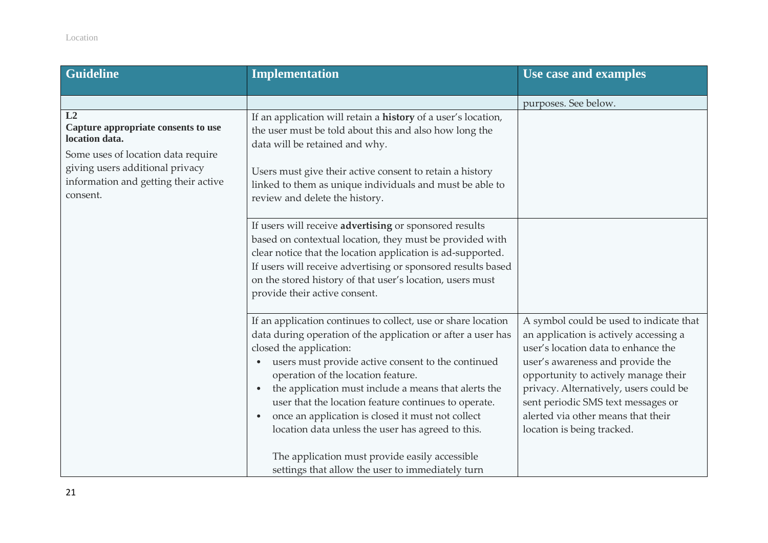| Guideline | Implementation | Use case and examples |
|---|---|---|
| | | purposes. See below. |
| **L2** **Capture appropriate consents to use location data.** Some uses of location data require giving users additional privacy information and getting their active consent. | If an application will retain a **history** of a user's location, the user must be told about this and also how long the data will be retained and why. Users must give their active consent to retain a history linked to them as unique individuals and must be able to review and delete the history. | |
| | If users will receive **advertising** or sponsored results based on contextual location, they must be provided with clear notice that the location application is ad-supported. If users will receive advertising or sponsored results based on the stored history of that user's location, users must provide their active consent. | |
| | If an application continues to collect, use or share location data during operation of the application or after a user has closed the application:<br>• users must provide active consent to the continued operation of the location feature.<br>• the application must include a means that alerts the user that the location feature continues to operate.<br>• once an application is closed it must not collect location data unless the user has agreed to this.<br><br>The application must provide easily accessible settings that allow the user to immediately turn | A symbol could be used to indicate that an application is actively accessing a user's location data to enhance the user's awareness and provide the opportunity to actively manage their privacy. Alternatively, users could be sent periodic SMS text messages or alerted via other means that their location is being tracked. |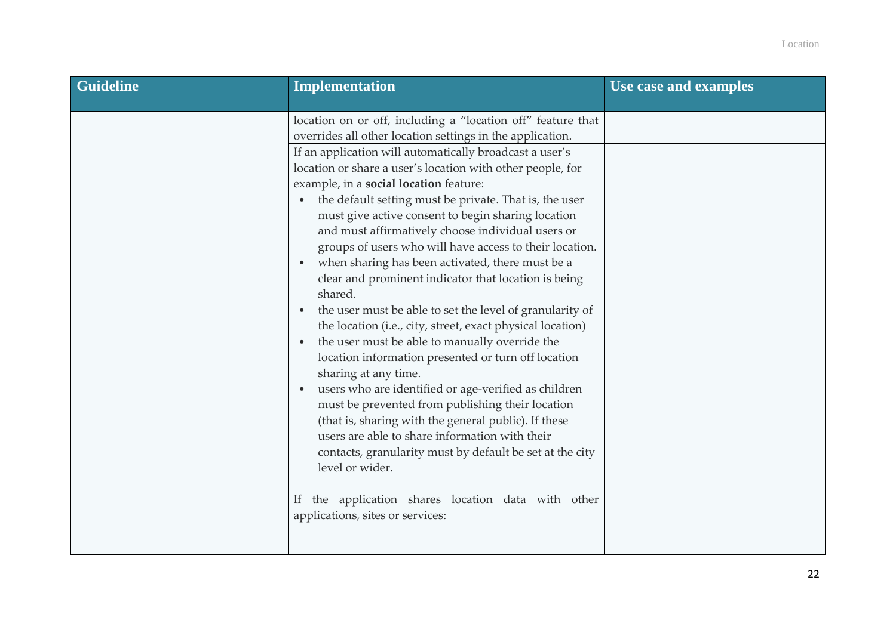| Guideline | Implementation | Use case and examples |
|---|---|---|
| | location on or off, including a "location off" feature that overrides all other location settings in the application. | |
| | If an application will automatically broadcast a user's location or share a user's location with other people, for example, in a **social location** feature:<br>• the default setting must be private. That is, the user must give active consent to begin sharing location and must affirmatively choose individual users or groups of users who will have access to their location.<br>• when sharing has been activated, there must be a clear and prominent indicator that location is being shared.<br>• the user must be able to set the level of granularity of the location (i.e., city, street, exact physical location)<br>• the user must be able to manually override the location information presented or turn off location sharing at any time.<br>• users who are identified or age-verified as children must be prevented from publishing their location (that is, sharing with the general public). If these users are able to share information with their contacts, granularity must by default be set at the city level or wider.<br><br>If the application shares location data with other applications, sites or services: | |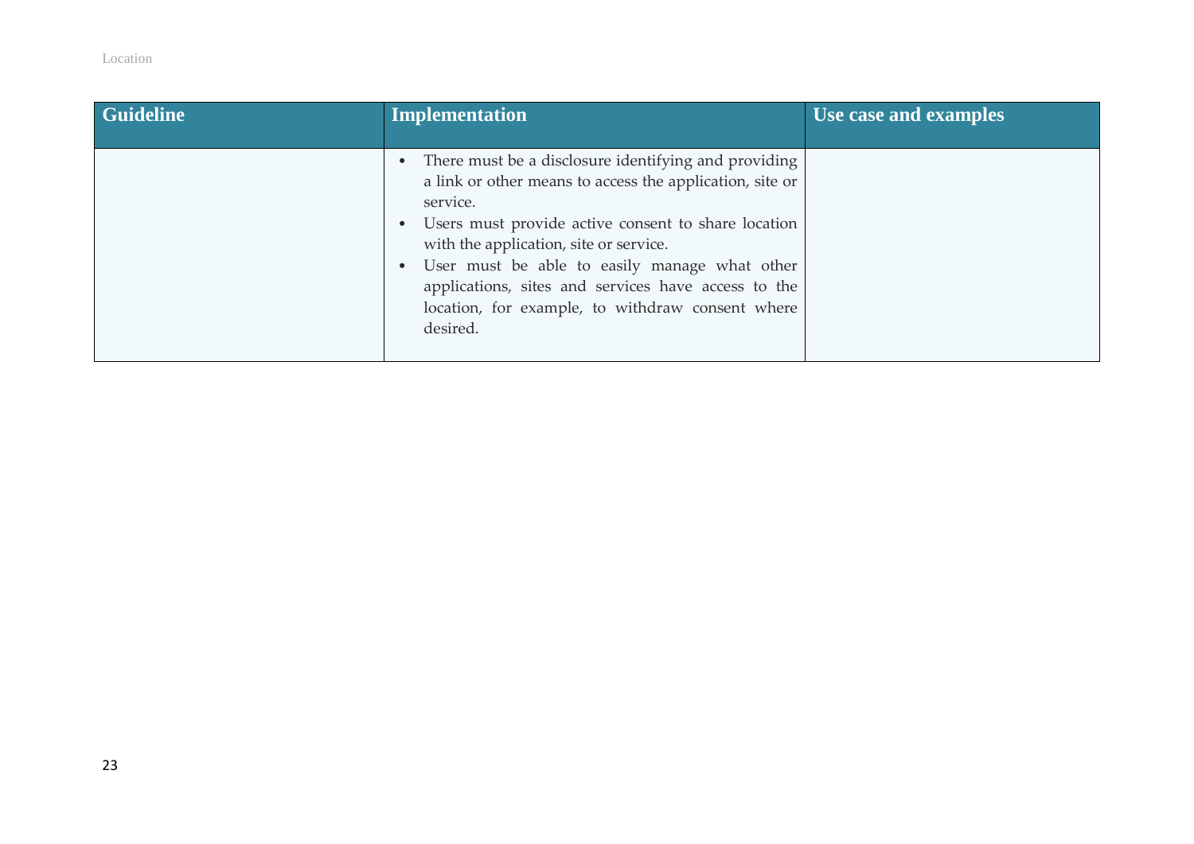| Guideline | Implementation | Use case and examples |
|---|---|---|
| | • There must be a disclosure identifying and providing a link or other means to access the application, site or service.<br>• Users must provide active consent to share location with the application, site or service.<br>• User must be able to easily manage what other applications, sites and services have access to the location, for example, to withdraw consent where desired. | |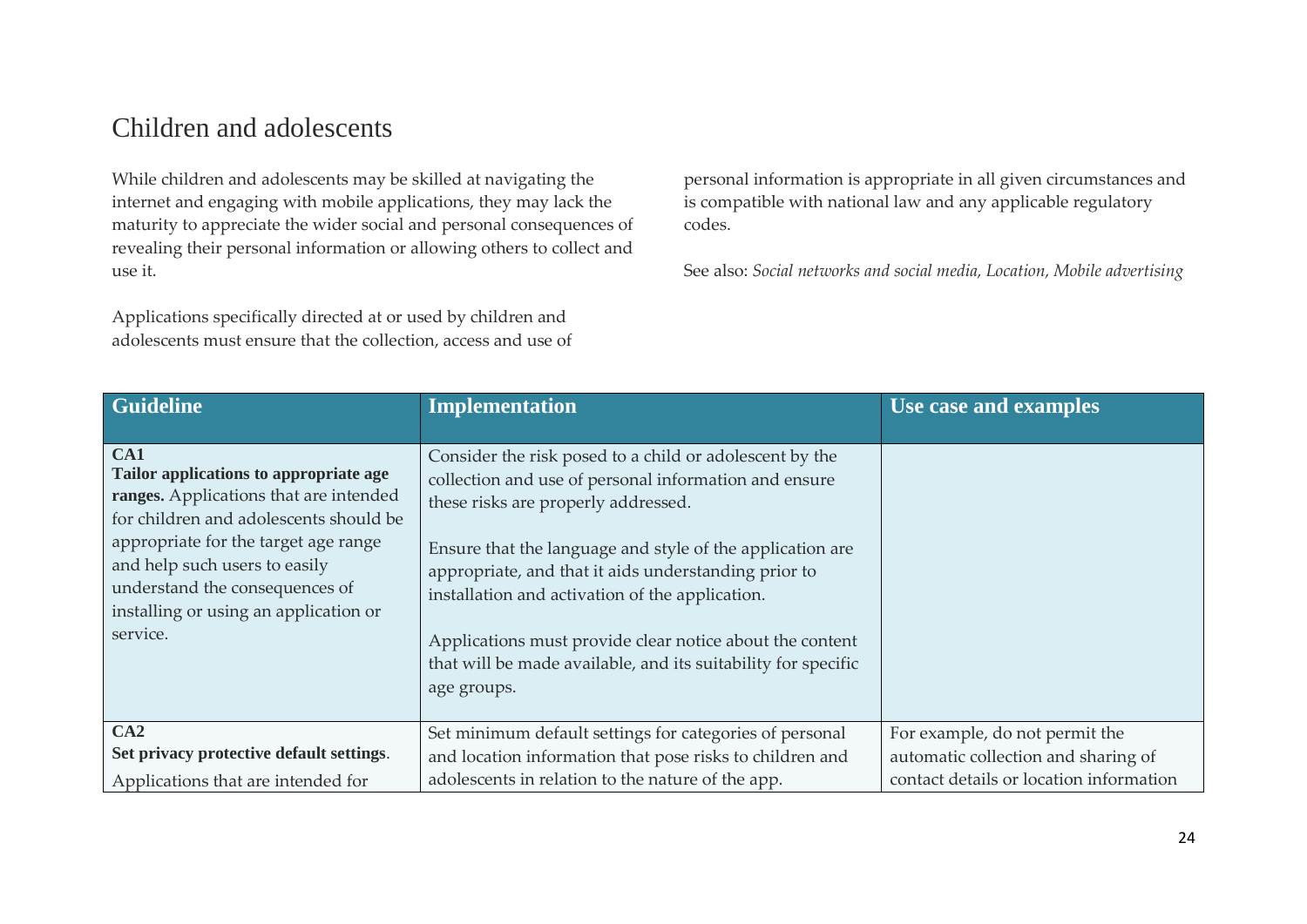## Children and adolescents

While children and adolescents may be skilled at navigating the internet and engaging with mobile applications, they may lack the maturity to appreciate the wider social and personal consequences of revealing their personal information or allowing others to collect and use it.

Applications specifically directed at or used by children and adolescents must ensure that the collection, access and use of personal information is appropriate in all given circumstances and is compatible with national law and any applicable regulatory codes.

See also: *Social networks and social media, Location, Mobile advertising*

| Guideline | Implementation | Use case and examples |
|---|---|---|
| **CA1**<br>**Tailor applications to appropriate age ranges.** Applications that are intended for children and adolescents should be appropriate for the target age range and help such users to easily understand the consequences of installing or using an application or service. | Consider the risk posed to a child or adolescent by the collection and use of personal information and ensure these risks are properly addressed.<br><br>Ensure that the language and style of the application are appropriate, and that it aids understanding prior to installation and activation of the application.<br><br>Applications must provide clear notice about the content that will be made available, and its suitability for specific age groups. | |
| **CA2**<br>**Set privacy protective default settings**. Applications that are intended for | Set minimum default settings for categories of personal and location information that pose risks to children and adolescents in relation to the nature of the app. | For example, do not permit the automatic collection and sharing of contact details or location information |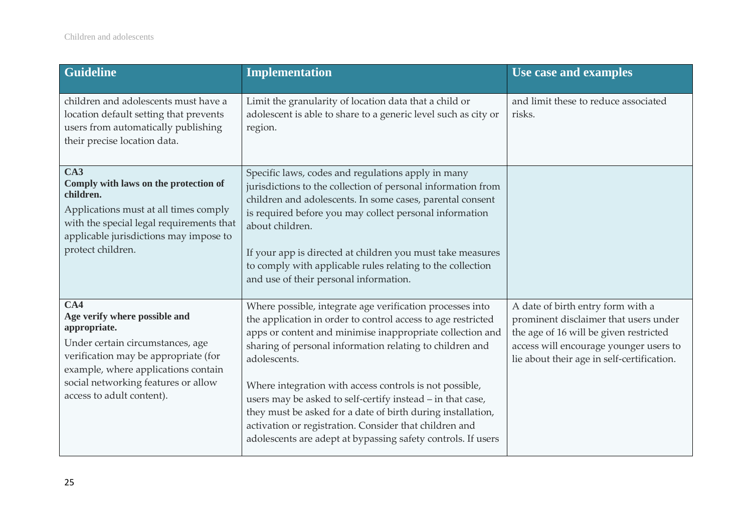| Guideline | Implementation | Use case and examples |
| --- | --- | --- |
| children and adolescents must have a location default setting that prevents users from automatically publishing their precise location data. | Limit the granularity of location data that a child or adolescent is able to share to a generic level such as city or region. | and limit these to reduce associated risks. |
| **CA3**<br>**Comply with laws on the protection of children.**<br>Applications must at all times comply with the special legal requirements that applicable jurisdictions may impose to protect children. | Specific laws, codes and regulations apply in many jurisdictions to the collection of personal information from children and adolescents. In some cases, parental consent is required before you may collect personal information about children.<br><br>If your app is directed at children you must take measures to comply with applicable rules relating to the collection and use of their personal information. | |
| **CA4**<br>**Age verify where possible and appropriate.**<br>Under certain circumstances, age verification may be appropriate (for example, where applications contain social networking features or allow access to adult content). | Where possible, integrate age verification processes into the application in order to control access to age restricted apps or content and minimise inappropriate collection and sharing of personal information relating to children and adolescents.<br><br>Where integration with access controls is not possible, users may be asked to self-certify instead – in that case, they must be asked for a date of birth during installation, activation or registration. Consider that children and adolescents are adept at bypassing safety controls. If users | A date of birth entry form with a prominent disclaimer that users under the age of 16 will be given restricted access will encourage younger users to lie about their age in self-certification. |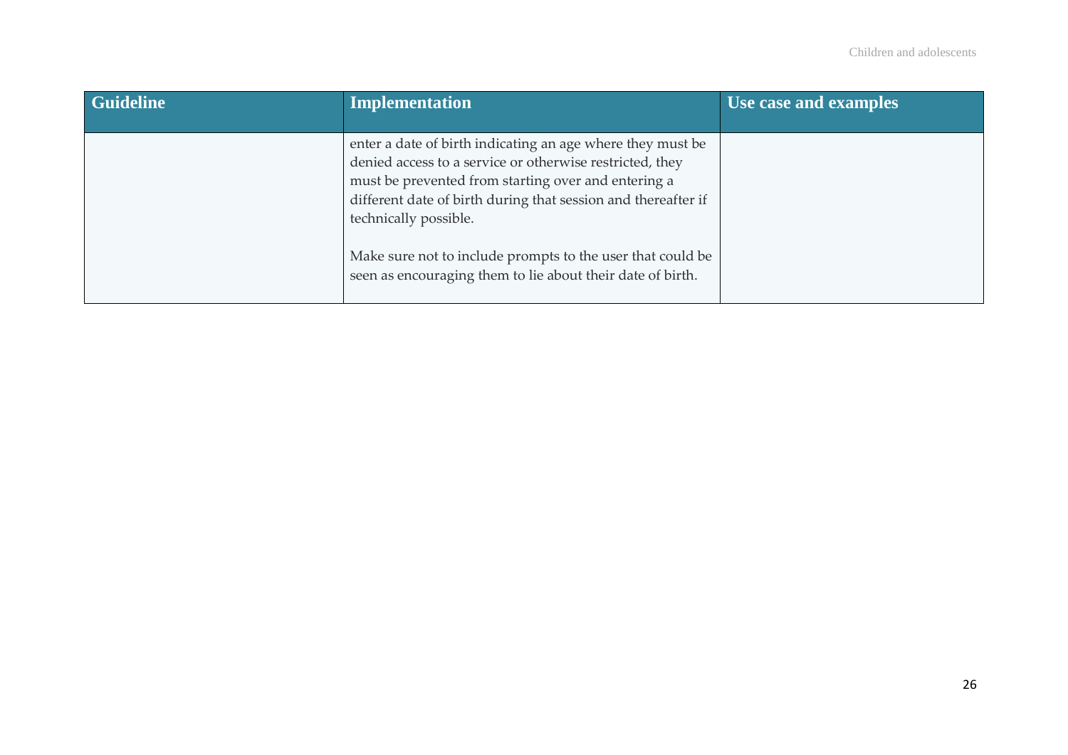| Guideline | Implementation | Use case and examples |
|---|---|---|
| | enter a date of birth indicating an age where they must be denied access to a service or otherwise restricted, they must be prevented from starting over and entering a different date of birth during that session and thereafter if technically possible.<br><br>Make sure not to include prompts to the user that could be seen as encouraging them to lie about their date of birth. | |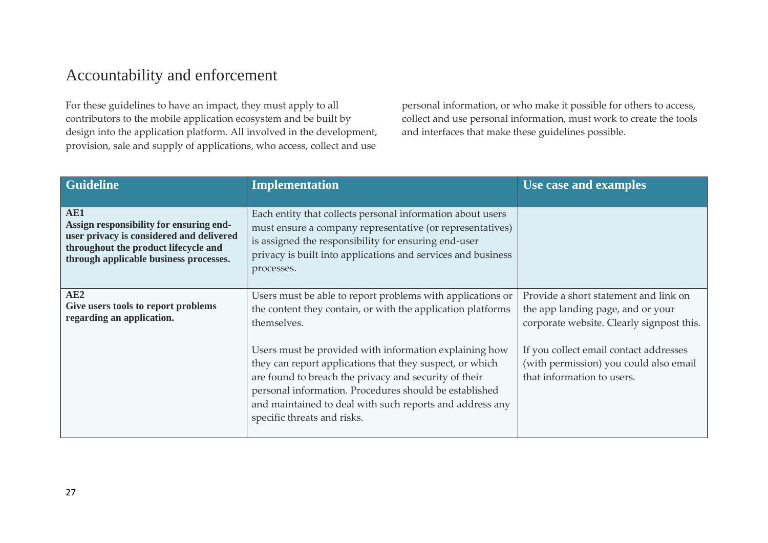## Accountability and enforcement

For these guidelines to have an impact, they must apply to all contributors to the mobile application ecosystem and be built by design into the application platform. All involved in the development, provision, sale and supply of applications, who access, collect and use personal information, or who make it possible for others to access, collect and use personal information, must work to create the tools and interfaces that make these guidelines possible.

| Guideline | Implementation | Use case and examples |
|---|---|---|
| **AE1**<br>**Assign responsibility for ensuring end-user privacy is considered and delivered throughout the product lifecycle and through applicable business processes.** | Each entity that collects personal information about users must ensure a company representative (or representatives) is assigned the responsibility for ensuring end-user privacy is built into applications and services and business processes. | |
| **AE2**<br>**Give users tools to report problems regarding an application.** | Users must be able to report problems with applications or the content they contain, or with the application platforms themselves.<br><br>Users must be provided with information explaining how they can report applications that they suspect, or which are found to breach the privacy and security of their personal information. Procedures should be established and maintained to deal with such reports and address any specific threats and risks. | Provide a short statement and link on the app landing page, and or your corporate website. Clearly signpost this.<br><br>If you collect email contact addresses (with permission) you could also email that information to users. |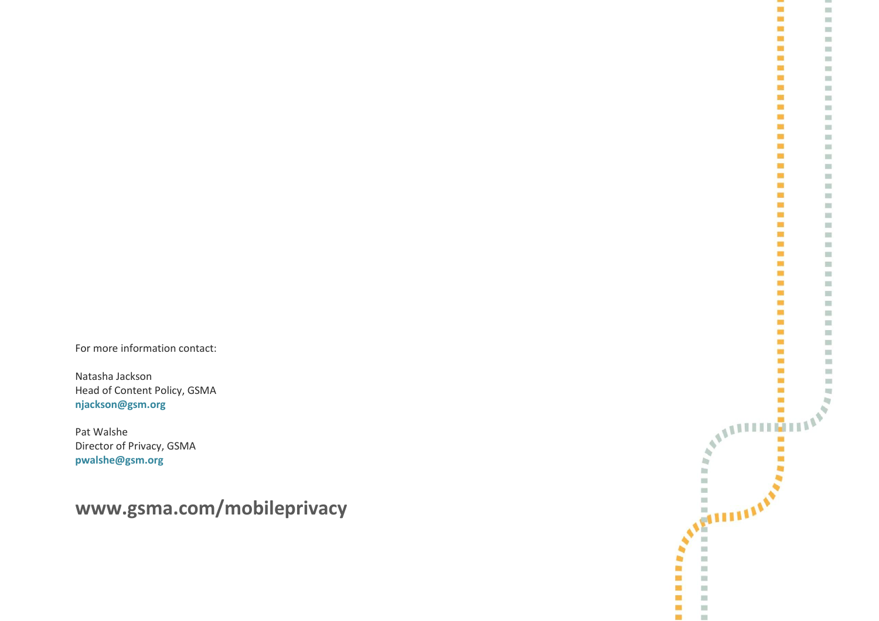For more information contact:

Natasha Jackson  
Head of Content Policy, GSMA  
**njackson@gsm.org**

Pat Walshe  
Director of Privacy, GSMA  
**pwalshe@gsm.org**

## www.gsma.com/mobileprivacy